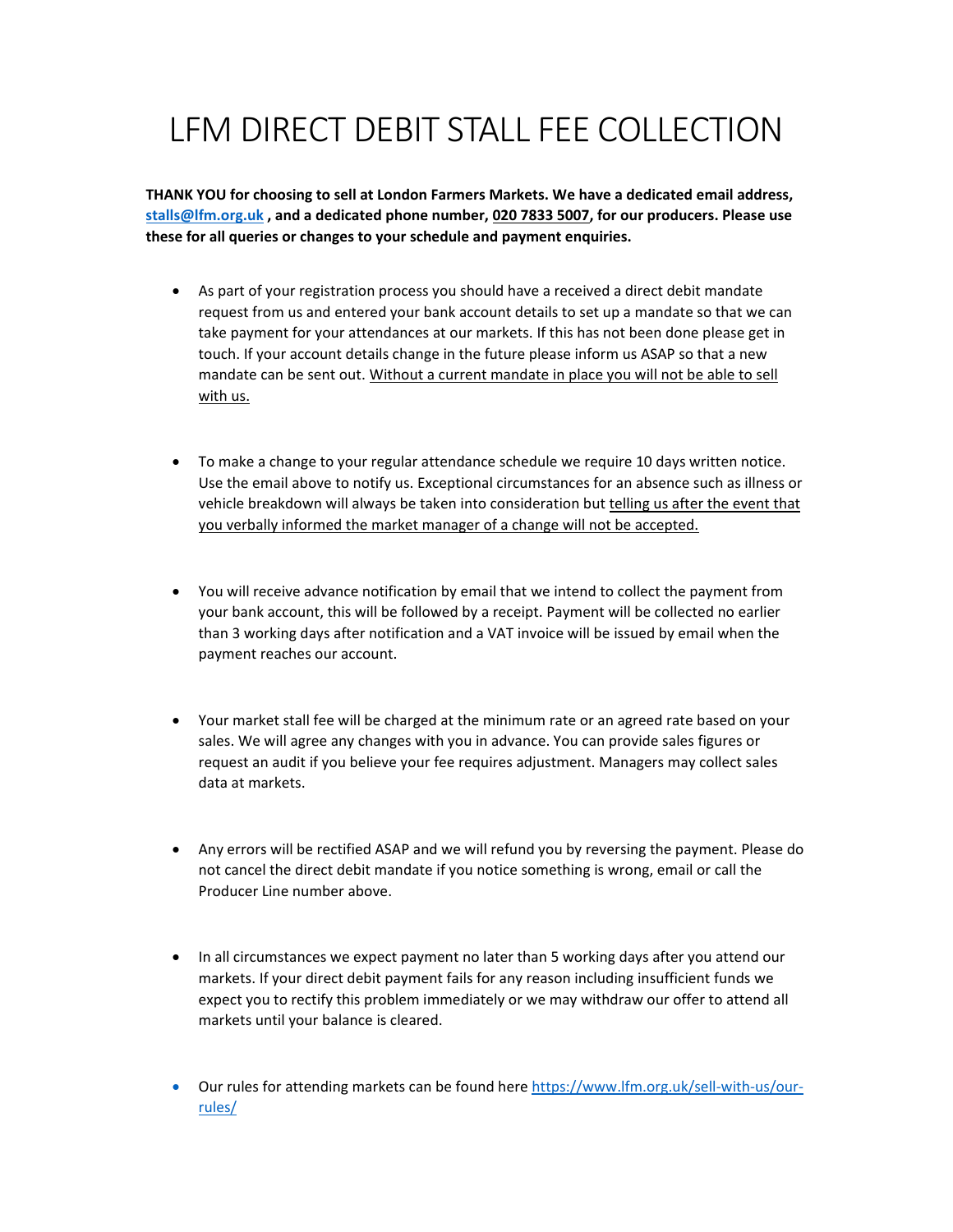# LFM DIRECT DEBIT STALL FEE COLLECTION

**THANK YOU for choosing to sell at London Farmers Markets. We have a dedicated email address, stalls@lfm.org.uk , and a dedicated phone number, 020 7833 5007, for our producers. Please use these for all queries or changes to your schedule and payment enquiries.**

- As part of your registration process you should have a received a direct debit mandate request from us and entered your bank account details to set up a mandate so that we can take payment for your attendances at our markets. If this has not been done please get in touch. If your account details change in the future please inform us ASAP so that a new mandate can be sent out. Without a current mandate in place you will not be able to sell with us.

- To make a change to your regular attendance schedule we require 10 days written notice. Use the email above to notify us. Exceptional circumstances for an absence such as illness or vehicle breakdown will always be taken into consideration but telling us after the event that you verbally informed the market manager of a change will not be accepted.

- You will receive advance notification by email that we intend to collect the payment from your bank account, this will be followed by a receipt. Payment will be collected no earlier than 3 working days after notification and a VAT invoice will be issued by email when the payment reaches our account.

- Your market stall fee will be charged at the minimum rate or an agreed rate based on your sales. We will agree any changes with you in advance. You can provide sales figures or request an audit if you believe your fee requires adjustment. Managers may collect sales data at markets.

- Any errors will be rectified ASAP and we will refund you by reversing the payment. Please do not cancel the direct debit mandate if you notice something is wrong, email or call the Producer Line number above.

- In all circumstances we expect payment no later than 5 working days after you attend our markets. If your direct debit payment fails for any reason including insufficient funds we expect you to rectify this problem immediately or we may withdraw our offer to attend all markets until your balance is cleared.

- Our rules for attending markets can be found here https://www.lfm.org.uk/sell-with-us/our-rules/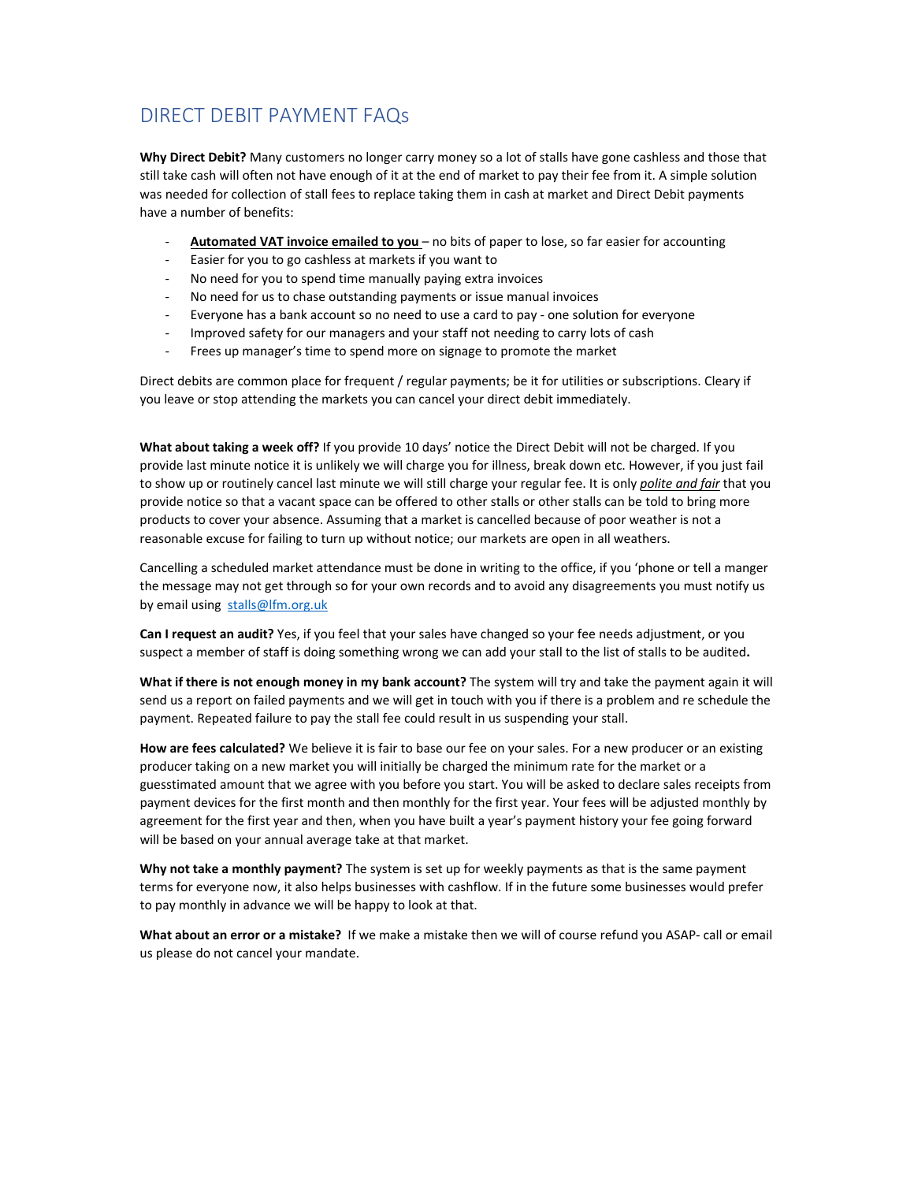# DIRECT DEBIT PAYMENT FAQs

**Why Direct Debit?** Many customers no longer carry money so a lot of stalls have gone cashless and those that still take cash will often not have enough of it at the end of market to pay their fee from it. A simple solution was needed for collection of stall fees to replace taking them in cash at market and Direct Debit payments have a number of benefits:

- **Automated VAT invoice emailed to you** – no bits of paper to lose, so far easier for accounting
- Easier for you to go cashless at markets if you want to
- No need for you to spend time manually paying extra invoices
- No need for us to chase outstanding payments or issue manual invoices
- Everyone has a bank account so no need to use a card to pay - one solution for everyone
- Improved safety for our managers and your staff not needing to carry lots of cash
- Frees up manager's time to spend more on signage to promote the market

Direct debits are common place for frequent / regular payments; be it for utilities or subscriptions. Cleary if you leave or stop attending the markets you can cancel your direct debit immediately.

**What about taking a week off?** If you provide 10 days' notice the Direct Debit will not be charged. If you provide last minute notice it is unlikely we will charge you for illness, break down etc. However, if you just fail to show up or routinely cancel last minute we will still charge your regular fee. It is only ***polite and fair*** that you provide notice so that a vacant space can be offered to other stalls or other stalls can be told to bring more products to cover your absence. Assuming that a market is cancelled because of poor weather is not a reasonable excuse for failing to turn up without notice; our markets are open in all weathers.

Cancelling a scheduled market attendance must be done in writing to the office, if you 'phone or tell a manger the message may not get through so for your own records and to avoid any disagreements you must notify us by email using stalls@lfm.org.uk

**Can I request an audit?** Yes, if you feel that your sales have changed so your fee needs adjustment, or you suspect a member of staff is doing something wrong we can add your stall to the list of stalls to be audited**.**

**What if there is not enough money in my bank account?** The system will try and take the payment again it will send us a report on failed payments and we will get in touch with you if there is a problem and re schedule the payment. Repeated failure to pay the stall fee could result in us suspending your stall.

**How are fees calculated?** We believe it is fair to base our fee on your sales. For a new producer or an existing producer taking on a new market you will initially be charged the minimum rate for the market or a guesstimated amount that we agree with you before you start. You will be asked to declare sales receipts from payment devices for the first month and then monthly for the first year. Your fees will be adjusted monthly by agreement for the first year and then, when you have built a year's payment history your fee going forward will be based on your annual average take at that market.

**Why not take a monthly payment?** The system is set up for weekly payments as that is the same payment terms for everyone now, it also helps businesses with cashflow. If in the future some businesses would prefer to pay monthly in advance we will be happy to look at that.

**What about an error or a mistake?** If we make a mistake then we will of course refund you ASAP- call or email us please do not cancel your mandate.